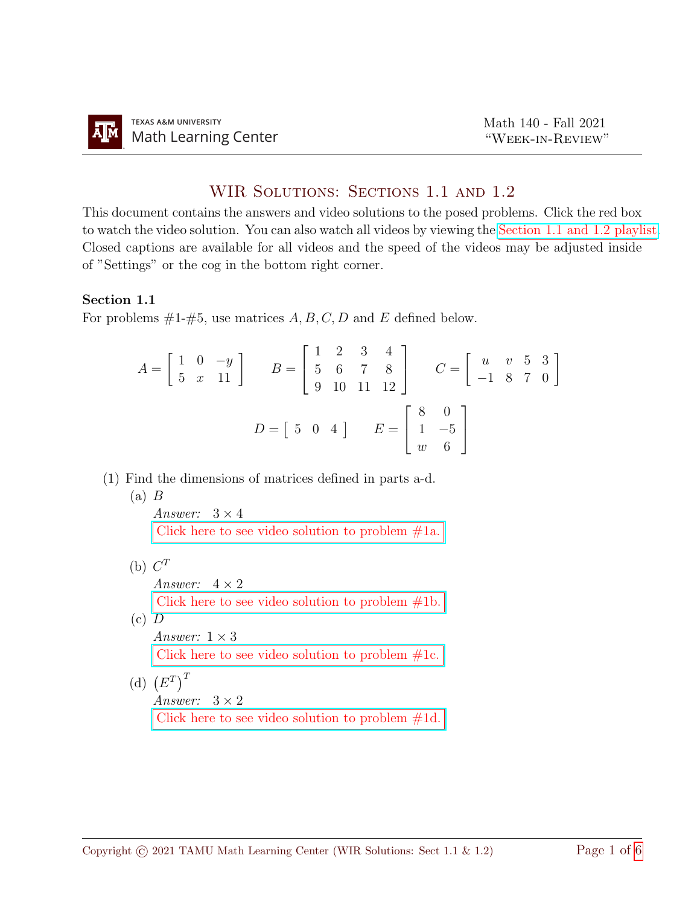Texas A&M University Math Learning Center

Math 140 - Fall 2021
"Week-in-Review"

# WIR Solutions: Sections 1.1 and 1.2

This document contains the answers and video solutions to the posed problems. Click the red box to watch the video solution. You can also watch all videos by viewing the Section 1.1 and 1.2 playlist. Closed captions are available for all videos and the speed of the videos may be adjusted inside of "Settings" or the cog in the bottom right corner.

**Section 1.1**

For problems #1-#5, use matrices $A, B, C, D$ and $E$ defined below.

$$A = \begin{bmatrix} 1 & 0 & -y \\ 5 & x & 11 \end{bmatrix} \quad B = \begin{bmatrix} 1 & 2 & 3 & 4 \\ 5 & 6 & 7 & 8 \\ 9 & 10 & 11 & 12 \end{bmatrix} \quad C = \begin{bmatrix} u & v & 5 & 3 \\ -1 & 8 & 7 & 0 \end{bmatrix}$$

$$D = \begin{bmatrix} 5 & 0 & 4 \end{bmatrix} \quad E = \begin{bmatrix} 8 & 0 \\ 1 & -5 \\ w & 6 \end{bmatrix}$$

(1) Find the dimensions of matrices defined in parts a-d.

(a) $B$

*Answer:* $3 \times 4$

Click here to see video solution to problem #1a.

(b) $C^T$

*Answer:* $4 \times 2$

Click here to see video solution to problem #1b.

(c) $D$

*Answer:* $1 \times 3$

Click here to see video solution to problem #1c.

(d) $\left(E^T\right)^T$

*Answer:* $3 \times 2$

Click here to see video solution to problem #1d.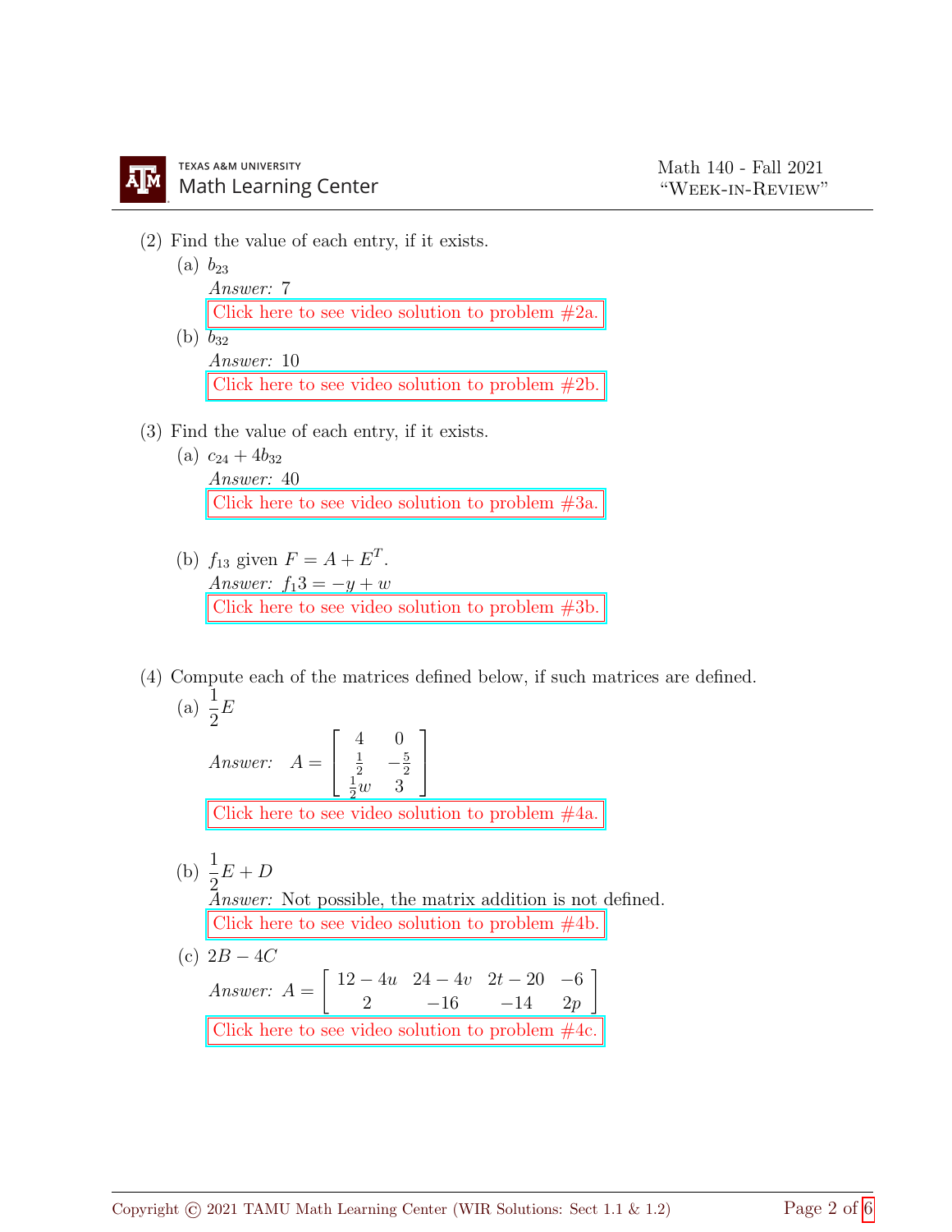(2) Find the value of each entry, if it exists.

(a) $b_{23}$

*Answer:* 7

Click here to see video solution to problem #2a.

(b) $b_{32}$

*Answer:* 10

Click here to see video solution to problem #2b.

(3) Find the value of each entry, if it exists.

(a) $c_{24} + 4b_{32}$

*Answer:* 40

Click here to see video solution to problem #3a.

(b) $f_{13}$ given $F = A + E^T$.

*Answer:* $f_1 3 = -y + w$

Click here to see video solution to problem #3b.

(4) Compute each of the matrices defined below, if such matrices are defined.

(a) $\frac{1}{2}E$

*Answer:* $A = \begin{bmatrix} 4 & 0 \\ \frac{1}{2} & -\frac{5}{2} \\ \frac{1}{2}w & 3 \end{bmatrix}$

Click here to see video solution to problem #4a.

(b) $\frac{1}{2}E + D$

*Answer:* Not possible, the matrix addition is not defined.

Click here to see video solution to problem #4b.

(c) $2B - 4C$

*Answer:* $A = \begin{bmatrix} 12 - 4u & 24 - 4v & 2t - 20 & -6 \\ 2 & -16 & -14 & 2p \end{bmatrix}$

Click here to see video solution to problem #4c.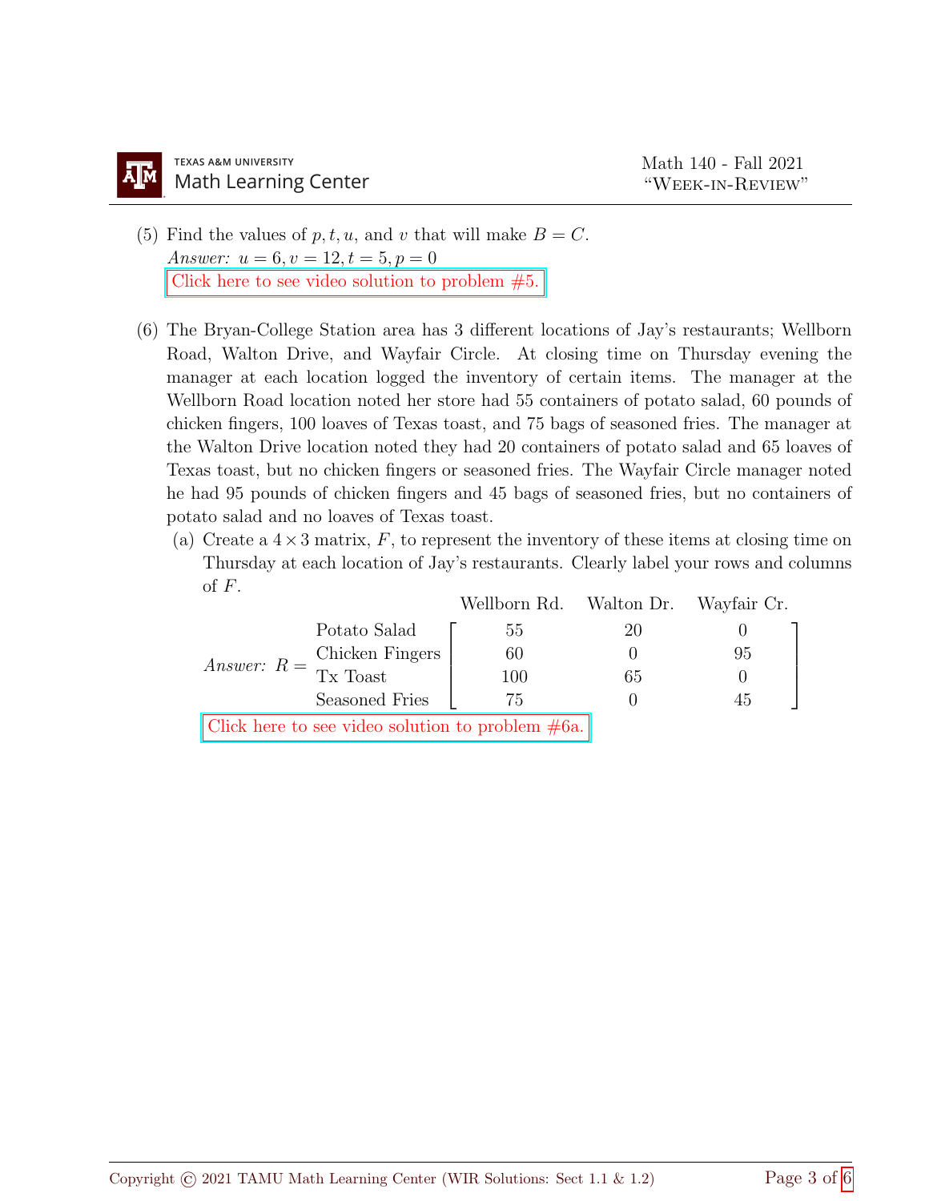(5) Find the values of $p, t, u$, and $v$ that will make $B = C$.

*Answer:* $u = 6, v = 12, t = 5, p = 0$

Click here to see video solution to problem #5.

(6) The Bryan-College Station area has 3 different locations of Jay's restaurants; Wellborn Road, Walton Drive, and Wayfair Circle. At closing time on Thursday evening the manager at each location logged the inventory of certain items. The manager at the Wellborn Road location noted her store had 55 containers of potato salad, 60 pounds of chicken fingers, 100 loaves of Texas toast, and 75 bags of seasoned fries. The manager at the Walton Drive location noted they had 20 containers of potato salad and 65 loaves of Texas toast, but no chicken fingers or seasoned fries. The Wayfair Circle manager noted he had 95 pounds of chicken fingers and 45 bags of seasoned fries, but no containers of potato salad and no loaves of Texas toast.

(a) Create a $4 \times 3$ matrix, $F$, to represent the inventory of these items at closing time on Thursday at each location of Jay's restaurants. Clearly label your rows and columns of $F$.

*Answer:* $R =$

| | Wellborn Rd. | Walton Dr. | Wayfair Cr. |
|---|---|---|---|
| Potato Salad | 55 | 20 | 0 |
| Chicken Fingers | 60 | 0 | 95 |
| Tx Toast | 100 | 65 | 0 |
| Seasoned Fries | 75 | 0 | 45 |

Click here to see video solution to problem #6a.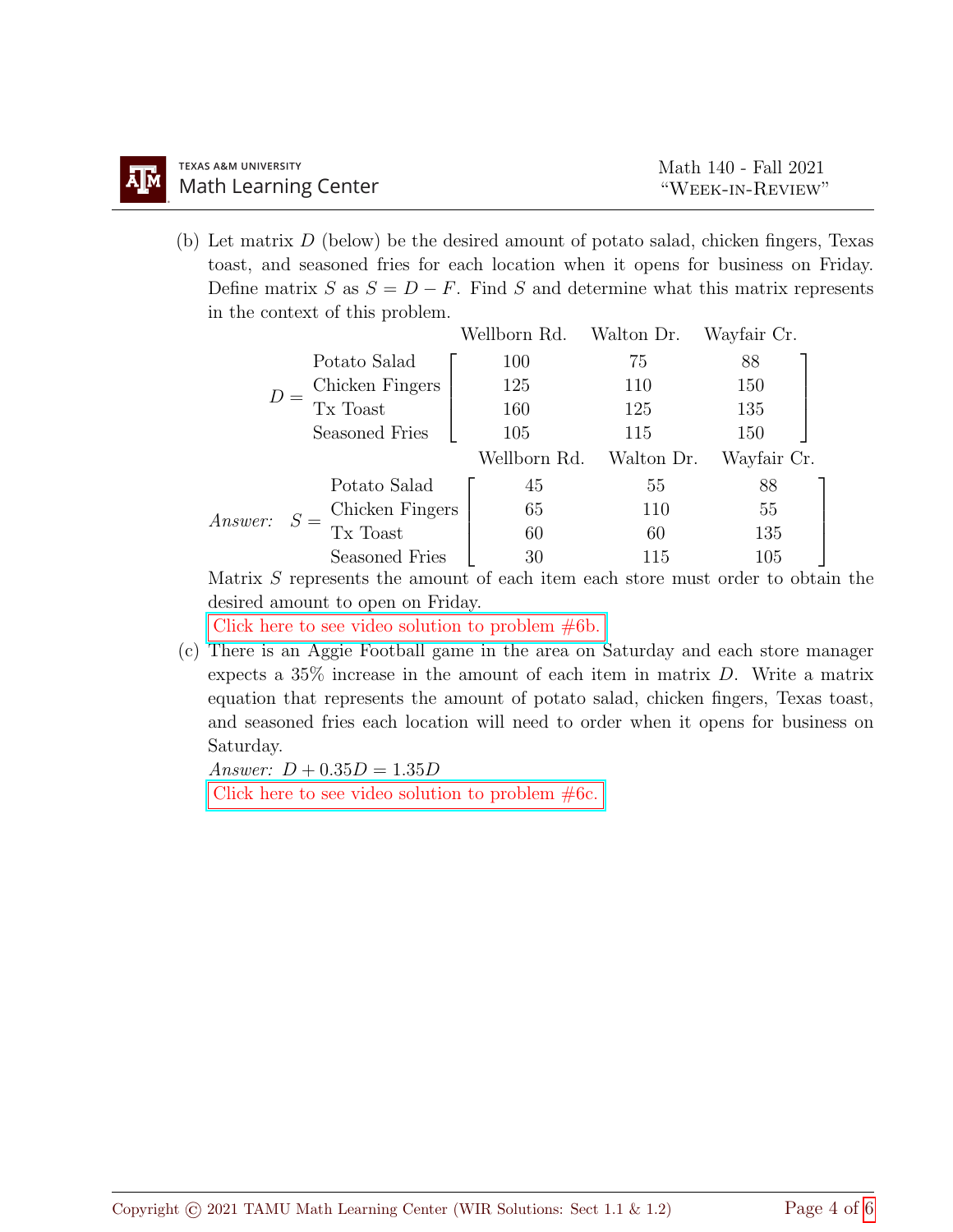(b) Let matrix $D$ (below) be the desired amount of potato salad, chicken fingers, Texas toast, and seasoned fries for each location when it opens for business on Friday. Define matrix $S$ as $S = D - F$. Find $S$ and determine what this matrix represents in the context of this problem.

$$D = \begin{array}{l} \text{Potato Salad} \\ \text{Chicken Fingers} \\ \text{Tx Toast} \\ \text{Seasoned Fries} \end{array} \overset{\begin{array}{ccc} \text{Wellborn Rd.} & \text{Walton Dr.} & \text{Wayfair Cr.} \end{array}}{\begin{bmatrix} 100 & 75 & 88 \\ 125 & 110 & 150 \\ 160 & 125 & 135 \\ 105 & 115 & 150 \end{bmatrix}}$$

*Answer:* $$S = \begin{array}{l} \text{Potato Salad} \\ \text{Chicken Fingers} \\ \text{Tx Toast} \\ \text{Seasoned Fries} \end{array} \overset{\begin{array}{ccc} \text{Wellborn Rd.} & \text{Walton Dr.} & \text{Wayfair Cr.} \end{array}}{\begin{bmatrix} 45 & 55 & 88 \\ 65 & 110 & 55 \\ 60 & 60 & 135 \\ 30 & 115 & 105 \end{bmatrix}}$$

Matrix $S$ represents the amount of each item each store must order to obtain the desired amount to open on Friday.

Click here to see video solution to problem #6b.

(c) There is an Aggie Football game in the area on Saturday and each store manager expects a 35% increase in the amount of each item in matrix $D$. Write a matrix equation that represents the amount of potato salad, chicken fingers, Texas toast, and seasoned fries each location will need to order when it opens for business on Saturday.

*Answer:* $D + 0.35D = 1.35D$

Click here to see video solution to problem #6c.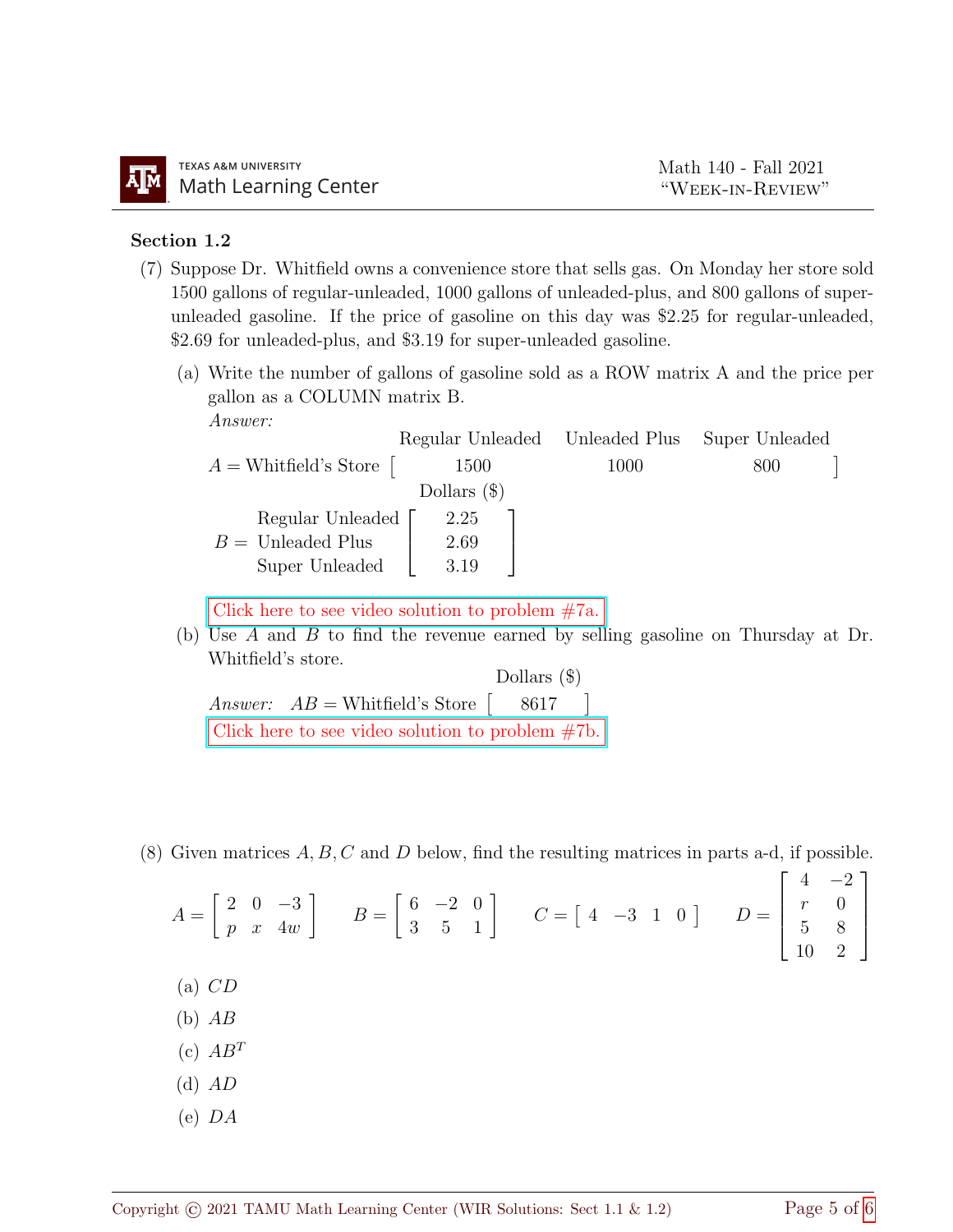**Section 1.2**

(7) Suppose Dr. Whitfield owns a convenience store that sells gas. On Monday her store sold 1500 gallons of regular-unleaded, 1000 gallons of unleaded-plus, and 800 gallons of super-unleaded gasoline. If the price of gasoline on this day was \$2.25 for regular-unleaded, \$2.69 for unleaded-plus, and \$3.19 for super-unleaded gasoline.

(a) Write the number of gallons of gasoline sold as a ROW matrix A and the price per gallon as a COLUMN matrix B.

*Answer:*

$$A = \begin{array}{c} \\ \text{Whitfield's Store} \end{array} \begin{array}{ccc} \text{Regular Unleaded} & \text{Unleaded Plus} & \text{Super Unleaded} \\ \left[\begin{array}{c} 1500 \end{array}\right. & 1000 & \left.\begin{array}{c} 800 \end{array}\right] \end{array}$$

$$B = \begin{array}{c} \text{Regular Unleaded} \\ \text{Unleaded Plus} \\ \text{Super Unleaded} \end{array} \overset{\text{Dollars (\$)}}{\begin{bmatrix} 2.25 \\ 2.69 \\ 3.19 \end{bmatrix}}$$

Click here to see video solution to problem #7a.

(b) Use $A$ and $B$ to find the revenue earned by selling gasoline on Thursday at Dr. Whitfield's store.

*Answer:* $AB = \text{Whitfield's Store} \overset{\text{Dollars (\$)}}{\begin{bmatrix} 8617 \end{bmatrix}}$

Click here to see video solution to problem #7b.

(8) Given matrices $A, B, C$ and $D$ below, find the resulting matrices in parts a-d, if possible.

$$A = \begin{bmatrix} 2 & 0 & -3 \\ p & x & 4w \end{bmatrix} \qquad B = \begin{bmatrix} 6 & -2 & 0 \\ 3 & 5 & 1 \end{bmatrix} \qquad C = \begin{bmatrix} 4 & -3 & 1 & 0 \end{bmatrix} \qquad D = \begin{bmatrix} 4 & -2 \\ r & 0 \\ 5 & 8 \\ 10 & 2 \end{bmatrix}$$

(a) $CD$

(b) $AB$

(c) $AB^T$

(d) $AD$

(e) $DA$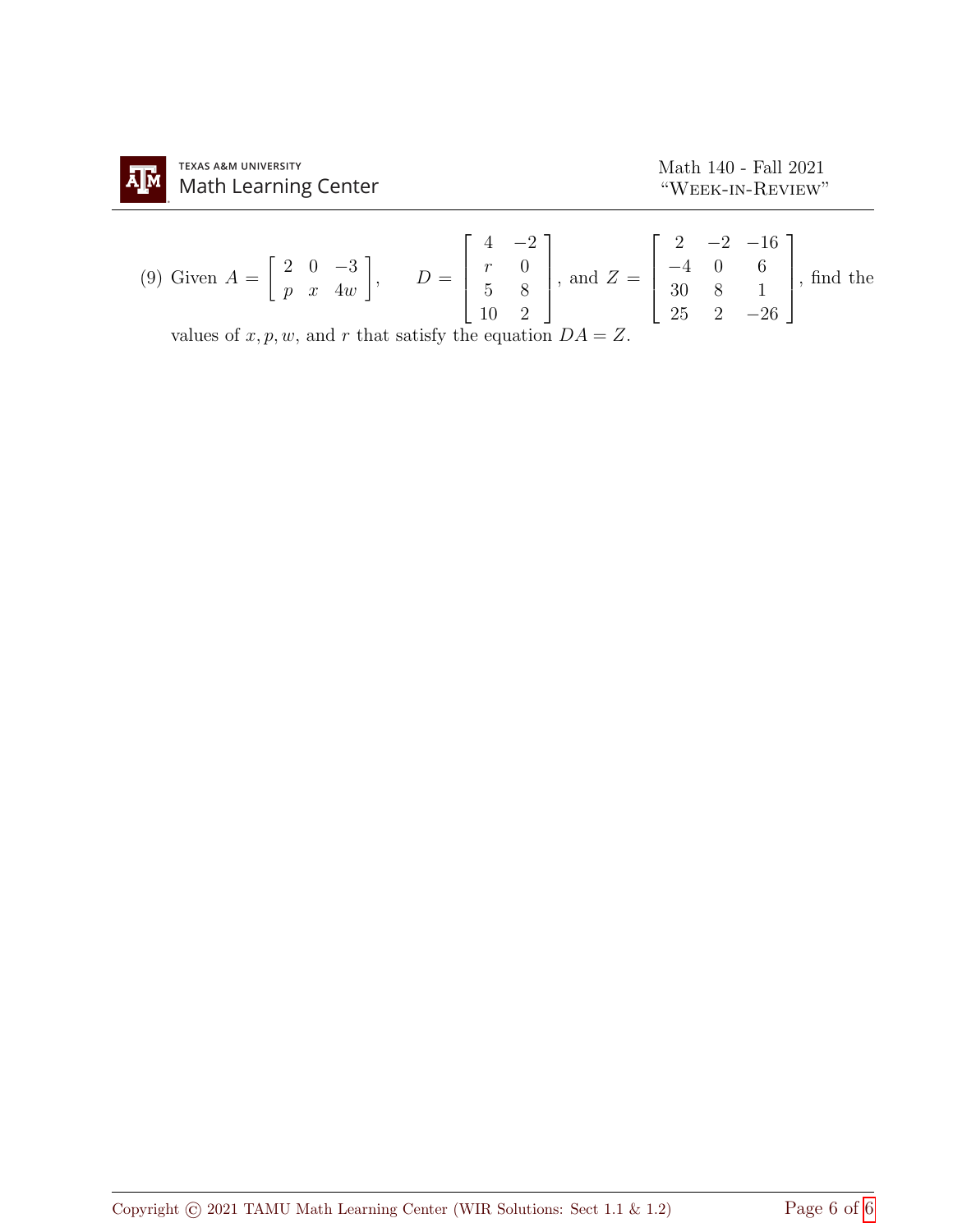(9) Given $A = \begin{bmatrix} 2 & 0 & -3 \\ p & x & 4w \end{bmatrix}$, $\quad D = \begin{bmatrix} 4 & -2 \\ r & 0 \\ 5 & 8 \\ 10 & 2 \end{bmatrix}$, and $Z = \begin{bmatrix} 2 & -2 & -16 \\ -4 & 0 & 6 \\ 30 & 8 & 1 \\ 25 & 2 & -26 \end{bmatrix}$, find the values of $x, p, w$, and $r$ that satisfy the equation $DA = Z$.